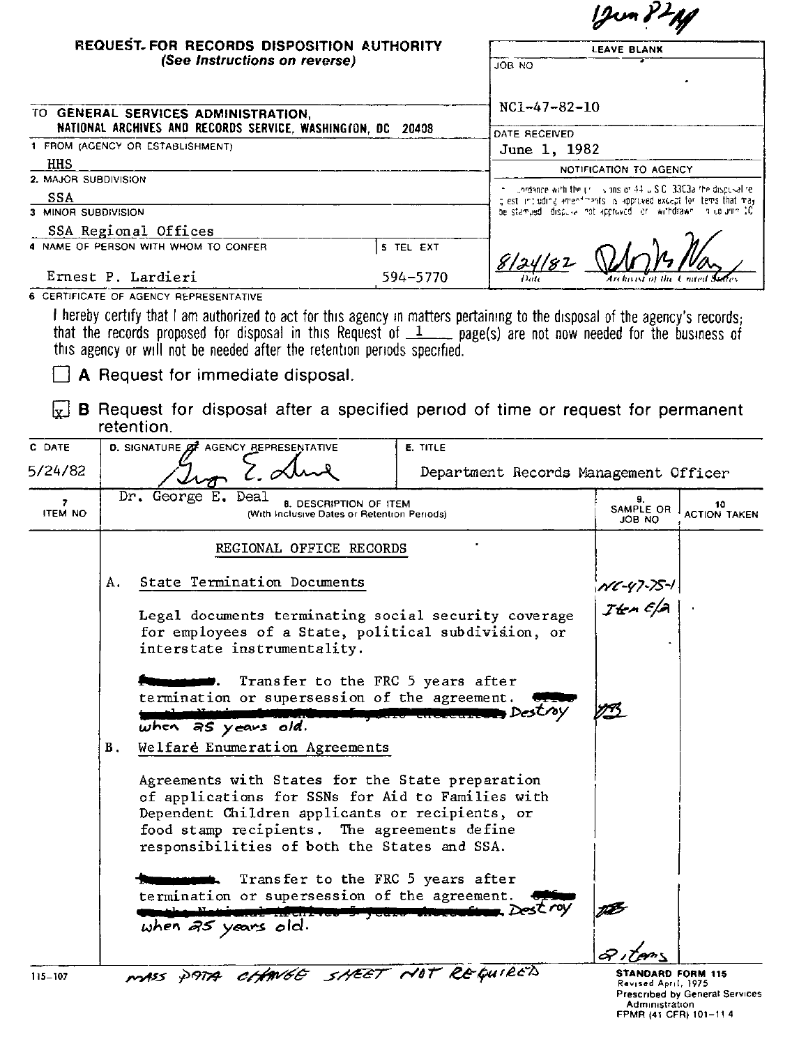12 Jun 82

# REQUEST FOR RECORDS DISPOSITION AUTHORITY

*(See Instructions on reverse)*

| LEAVE BLANK |
|---|
| JOB NO: NC1-47-82-10 |
| DATE RECEIVED: June 1, 1982 |
| NOTIFICATION TO AGENCY |
| In accordance with the provisions of 44 U.S.C. 3303a the disposal request, including amendments, is approved except for items that may be stamped "disposal not approved" or "withdrawn" in column 10. |
| 8/24/82 — Date — Archivist of the United States |

TO GENERAL SERVICES ADMINISTRATION, NATIONAL ARCHIVES AND RECORDS SERVICE, WASHINGTON, DC 20408

1 FROM (AGENCY OR ESTABLISHMENT): HHS

2. MAJOR SUBDIVISION: SSA

3 MINOR SUBDIVISION: SSA Regional Offices

4 NAME OF PERSON WITH WHOM TO CONFER: Ernest P. Lardieri

5 TEL EXT: 594-5770

6 CERTIFICATE OF AGENCY REPRESENTATIVE

I hereby certify that I am authorized to act for this agency in matters pertaining to the disposal of the agency's records; that the records proposed for disposal in this Request of 1 page(s) are not now needed for the business of this agency or will not be needed after the retention periods specified.

☐ **A** Request for immediate disposal.

☒ **B** Request for disposal after a specified period of time or request for permanent retention.

| C DATE | D. SIGNATURE OF AGENCY REPRESENTATIVE | E. TITLE |
|---|---|---|
| 5/24/82 | Dr. George E. Deal | Department Records Management Officer |

| 7 ITEM NO | 8. DESCRIPTION OF ITEM (With Inclusive Dates or Retention Periods) | 9. SAMPLE OR JOB NO | 10 ACTION TAKEN |
|---|---|---|---|
| | REGIONAL OFFICE RECORDS | | |
| A. | State Termination Documents<br><br>Legal documents terminating social security coverage for employees of a State, political subdivision, or interstate instrumentality.<br><br>~~Permanent~~. Transfer to the FRC 5 years after termination or supersession of the agreement. ~~Offer to the National Archives 5 years thereafter.~~ Destroy when 25 years old. | NC-47-75-1 Item E/A | |
| B. | Welfare Enumeration Agreements<br><br>Agreements with States for the State preparation of applications for SSNs for Aid to Families with Dependent Children applicants or recipients, or food stamp recipients. The agreements define responsibilities of both the States and SSA.<br><br>~~Permanent~~. Transfer to the FRC 5 years after termination or supersession of the agreement. ~~Offer to the National Archives 5 years thereafter.~~ Destroy when 25 years old. | | |
| | | 2 items | |

115-107

MASS DATA CHANGE SHEET NOT REQUIRED

STANDARD FORM 115
Revised April, 1975
Prescribed by General Services Administration
FPMR (41 CFR) 101-11.4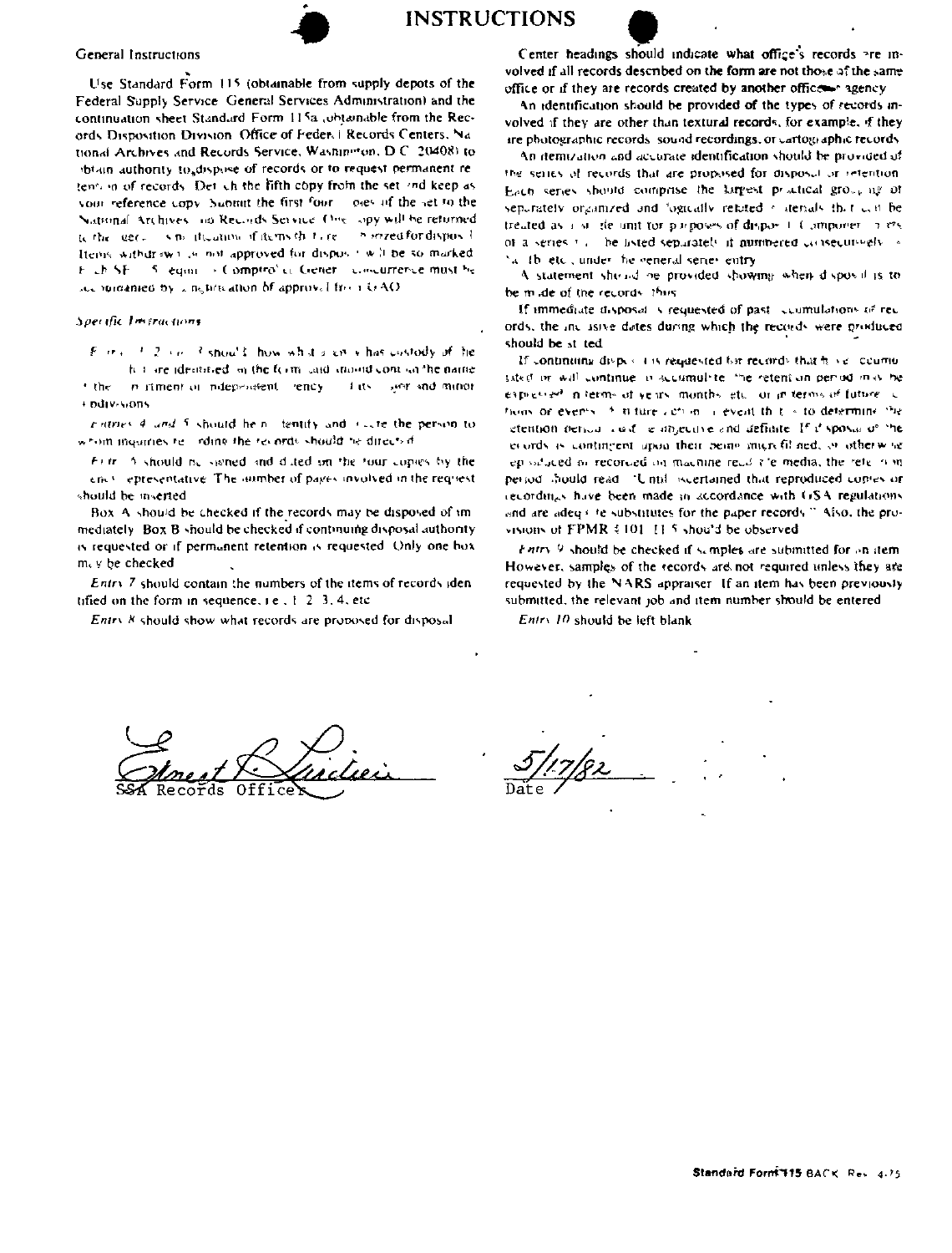# INSTRUCTIONS

## General Instructions

Use Standard Form 115 (obtainable from supply depots of the Federal Supply Service, General Services Administration) and the continuation sheet Standard Form 115a (obtainable from the Records Disposition Division, Office of Federal Records Centers, National Archives and Records Service, Washington, D.C. 20408) to obtain authority to dispose of records or to request permanent retention of records. Detach the fifth copy from the set and keep as your reference copy. Submit the first four copies of the set to the National Archives and Records Service. One copy will be returned to the agency as notification of items that are authorized for disposal. Items withdrawn or not approved for disposal will be so marked. Each SF 115 requiring Comptroller General concurrence must be accompanied by a notification of approval from GAO.

### Specific Instructions

*Entries 1, 2, and 3* should show what agency has custody of the records that are identified on the form, and should contain the name of the department or independent agency, and its major and minor subdivisions.

*Entries 4 and 5* should help identify and locate the person to whom inquiries regarding the records should be directed.

*Entry 6* should be signed and dated on the four copies by the agency representative. The number of pages involved in the request should be inserted.

Box A should be checked if the records may be disposed of immediately. Box B should be checked if continuing disposal authority is requested or if permanent retention is requested. Only one box may be checked.

*Entry 7* should contain the numbers of the items of records identified on the form in sequence, i.e., 1, 2, 3, 4, etc.

*Entry 8* should show what records are proposed for disposal.

Center headings should indicate what office's records are involved if all records described on the form are not those of the same office or if they are records created by another office or agency.

An identification should be provided of the types of records involved if they are other than textural records, for example, if they are photographic records, sound recordings, or cartographic records.

An itemization and accurate identification should be provided of the series of records that are proposed for disposal or retention. Each series should comprise the largest practical grouping of separately organized and logically related materials that can be treated as a single unit for purposes of disposal. Component parts of a series may be listed separately if numbered consecutively as 1a, 1b, etc., under the general series entry.

A statement should be provided showing when disposal is to be made of the records, thus:

If immediate disposal is requested of past accumulations of records, the inclusive dates during which the records were produced should be stated.

If continuing disposal is requested for records that have accumulated or will continue to accumulate, the retention period may be expressed in terms of years, months, etc., or in terms of future actions or events. A future action or event that is to determine the retention period must be objective and definite. If disposal of the records is contingent upon their being microfilmed, or otherwise reproduced or recorded on machine readable media, the retention period should read: "Until ascertained that reproduced copies or recordings have been made in accordance with GSA regulations and are adequate substitutes for the paper records." Also, the provisions of FPMR § 101-11.5 should be observed.

*Entry 9* should be checked if samples are submitted for an item. However, samples of the records are not required unless they are requested by the NARS appraiser. If an item has been previously submitted, the relevant job and item number should be entered.

*Entry 10* should be left blank.

Ernest P. Luciani
SSA Records Officer

5/17/82
Date

Standard Form 115 BACK Rev. 4-75